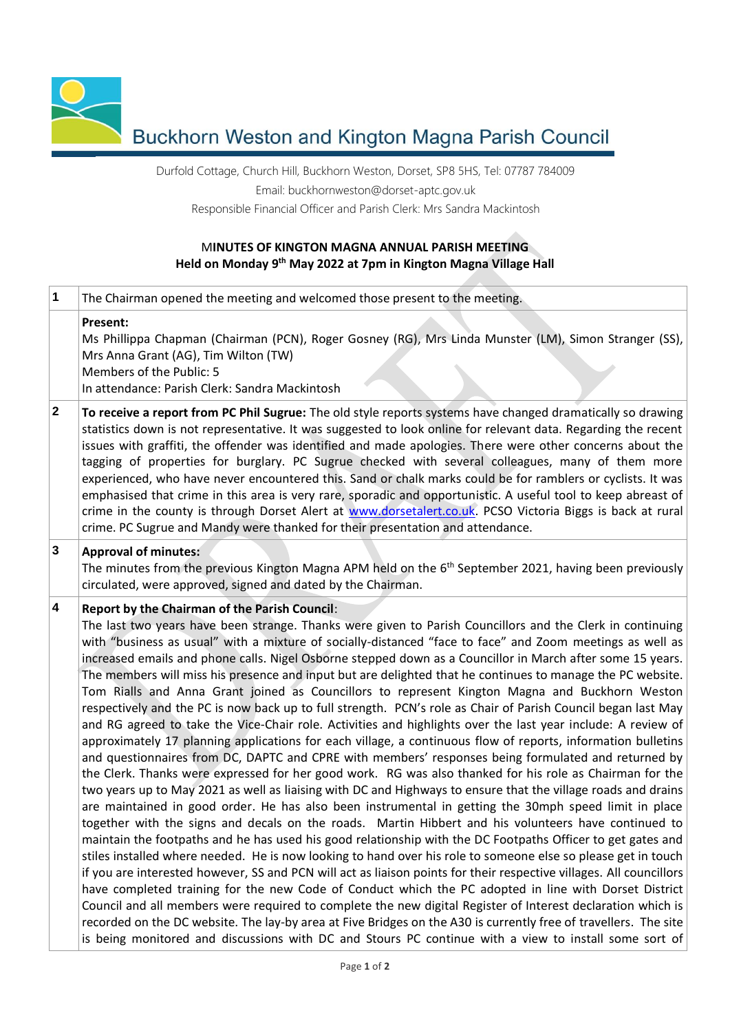# Buckhorn Weston and Kington Magna Parish Council

Durfold Cottage, Church Hill, Buckhorn Weston, Dorset, SP8 5HS, Tel: 07787 784009
Email: buckhornweston@dorset-aptc.gov.uk
Responsible Financial Officer and Parish Clerk: Mrs Sandra Mackintosh

**MINUTES OF KINGTON MAGNA ANNUAL PARISH MEETING**
**Held on Monday 9th May 2022 at 7pm in Kington Magna Village Hall**

| | |
|---|---|
| 1 | The Chairman opened the meeting and welcomed those present to the meeting. |
| | **Present:** Ms Phillippa Chapman (Chairman (PCN), Roger Gosney (RG), Mrs Linda Munster (LM), Simon Stranger (SS), Mrs Anna Grant (AG), Tim Wilton (TW)<br>Members of the Public: 5<br>In attendance: Parish Clerk: Sandra Mackintosh |
| 2 | **To receive a report from PC Phil Sugrue:** The old style reports systems have changed dramatically so drawing statistics down is not representative. It was suggested to look online for relevant data. Regarding the recent issues with graffiti, the offender was identified and made apologies. There were other concerns about the tagging of properties for burglary. PC Sugrue checked with several colleagues, many of them more experienced, who have never encountered this. Sand or chalk marks could be for ramblers or cyclists. It was emphasised that crime in this area is very rare, sporadic and opportunistic. A useful tool to keep abreast of crime in the county is through Dorset Alert at www.dorsetalert.co.uk. PCSO Victoria Biggs is back at rural crime. PC Sugrue and Mandy were thanked for their presentation and attendance. |
| 3 | **Approval of minutes:**<br>The minutes from the previous Kington Magna APM held on the 6th September 2021, having been previously circulated, were approved, signed and dated by the Chairman. |
| 4 | **Report by the Chairman of the Parish Council**:<br>The last two years have been strange. Thanks were given to Parish Councillors and the Clerk in continuing with "business as usual" with a mixture of socially-distanced "face to face" and Zoom meetings as well as increased emails and phone calls. Nigel Osborne stepped down as a Councillor in March after some 15 years. The members will miss his presence and input but are delighted that he continues to manage the PC website. Tom Rialls and Anna Grant joined as Councillors to represent Kington Magna and Buckhorn Weston respectively and the PC is now back up to full strength. PCN's role as Chair of Parish Council began last May and RG agreed to take the Vice-Chair role. Activities and highlights over the last year include: A review of approximately 17 planning applications for each village, a continuous flow of reports, information bulletins and questionnaires from DC, DAPTC and CPRE with members' responses being formulated and returned by the Clerk. Thanks were expressed for her good work. RG was also thanked for his role as Chairman for the two years up to May 2021 as well as liaising with DC and Highways to ensure that the village roads and drains are maintained in good order. He has also been instrumental in getting the 30mph speed limit in place together with the signs and decals on the roads. Martin Hibbert and his volunteers have continued to maintain the footpaths and he has used his good relationship with the DC Footpaths Officer to get gates and stiles installed where needed. He is now looking to hand over his role to someone else so please get in touch if you are interested however, SS and PCN will act as liaison points for their respective villages. All councillors have completed training for the new Code of Conduct which the PC adopted in line with Dorset District Council and all members were required to complete the new digital Register of Interest declaration which is recorded on the DC website. The lay-by area at Five Bridges on the A30 is currently free of travellers. The site is being monitored and discussions with DC and Stours PC continue with a view to install some sort of |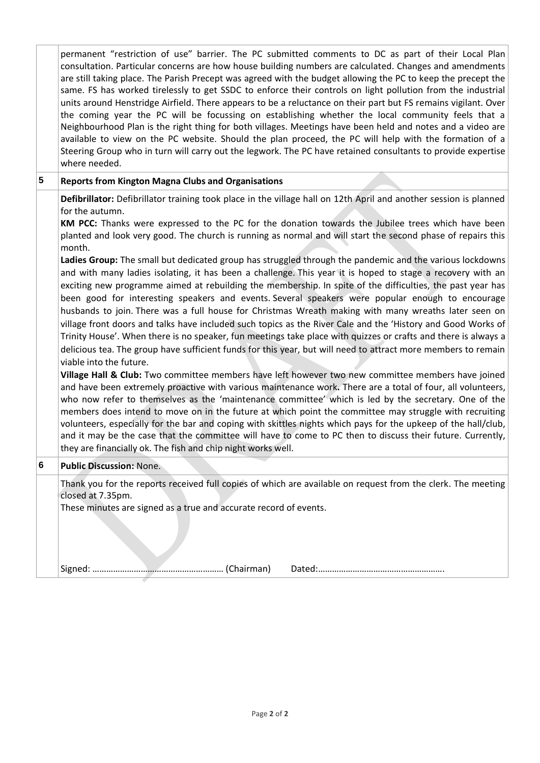| | |
|---|---|
| | permanent "restriction of use" barrier. The PC submitted comments to DC as part of their Local Plan consultation. Particular concerns are how house building numbers are calculated. Changes and amendments are still taking place. The Parish Precept was agreed with the budget allowing the PC to keep the precept the same. FS has worked tirelessly to get SSDC to enforce their controls on light pollution from the industrial units around Henstridge Airfield. There appears to be a reluctance on their part but FS remains vigilant. Over the coming year the PC will be focussing on establishing whether the local community feels that a Neighbourhood Plan is the right thing for both villages. Meetings have been held and notes and a video are available to view on the PC website. Should the plan proceed, the PC will help with the formation of a Steering Group who in turn will carry out the legwork. The PC have retained consultants to provide expertise where needed. |
| **5** | **Reports from Kington Magna Clubs and Organisations** |
| | **Defibrillator:** Defibrillator training took place in the village hall on 12th April and another session is planned for the autumn.<br>**KM PCC:** Thanks were expressed to the PC for the donation towards the Jubilee trees which have been planted and look very good. The church is running as normal and will start the second phase of repairs this month.<br>**Ladies Group:** The small but dedicated group has struggled through the pandemic and the various lockdowns and with many ladies isolating, it has been a challenge. This year it is hoped to stage a recovery with an exciting new programme aimed at rebuilding the membership. In spite of the difficulties, the past year has been good for interesting speakers and events. Several speakers were popular enough to encourage husbands to join. There was a full house for Christmas Wreath making with many wreaths later seen on village front doors and talks have included such topics as the River Cale and the 'History and Good Works of Trinity House'. When there is no speaker, fun meetings take place with quizzes or crafts and there is always a delicious tea. The group have sufficient funds for this year, but will need to attract more members to remain viable into the future.<br>**Village Hall & Club:** Two committee members have left however two new committee members have joined and have been extremely proactive with various maintenance work**.** There are a total of four, all volunteers, who now refer to themselves as the 'maintenance committee' which is led by the secretary. One of the members does intend to move on in the future at which point the committee may struggle with recruiting volunteers, especially for the bar and coping with skittles nights which pays for the upkeep of the hall/club, and it may be the case that the committee will have to come to PC then to discuss their future. Currently, they are financially ok. The fish and chip night works well. |
| **6** | **Public Discussion:** None. |
| | Thank you for the reports received full copies of which are available on request from the clerk. The meeting closed at 7.35pm.<br>These minutes are signed as a true and accurate record of events.<br><br><br>Signed: ……………………………………………… (Chairman)     Dated:……………………………………………. |